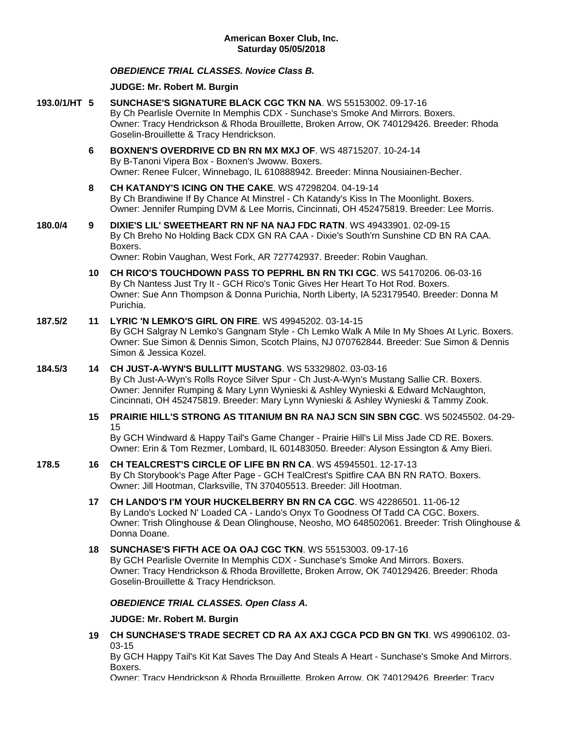**American Boxer Club, Inc.**
**Saturday 05/05/2018**

***OBEDIENCE TRIAL CLASSES. Novice Class B.***

**JUDGE: Mr. Robert M. Burgin**

**193.0/1/HT 5** **SUNCHASE'S SIGNATURE BLACK CGC TKN NA**. WS 55153002. 09-17-16
By Ch Pearlisle Overnite In Memphis CDX - Sunchase's Smoke And Mirrors. Boxers.
Owner: Tracy Hendrickson & Rhoda Brouillette, Broken Arrow, OK 740129426. Breeder: Rhoda Goselin-Brouillette & Tracy Hendrickson.

**6** **BOXNEN'S OVERDRIVE CD BN RN MX MXJ OF**. WS 48715207. 10-24-14
By B-Tanoni Vipera Box - Boxnen's Jwoww. Boxers.
Owner: Renee Fulcer, Winnebago, IL 610888942. Breeder: Minna Nousiainen-Becher.

**8** **CH KATANDY'S ICING ON THE CAKE**. WS 47298204. 04-19-14
By Ch Brandiwine If By Chance At Minstrel - Ch Katandy's Kiss In The Moonlight. Boxers.
Owner: Jennifer Rumping DVM & Lee Morris, Cincinnati, OH 452475819. Breeder: Lee Morris.

**180.0/4 9** **DIXIE'S LIL' SWEETHEART RN NF NA NAJ FDC RATN**. WS 49433901. 02-09-15
By Ch Breho No Holding Back CDX GN RA CAA - Dixie's South'rn Sunshine CD BN RA CAA. Boxers.
Owner: Robin Vaughan, West Fork, AR 727742937. Breeder: Robin Vaughan.

**10** **CH RICO'S TOUCHDOWN PASS TO PEPRHL BN RN TKI CGC**. WS 54170206. 06-03-16
By Ch Nantess Just Try It - GCH Rico's Tonic Gives Her Heart To Hot Rod. Boxers.
Owner: Sue Ann Thompson & Donna Purichia, North Liberty, IA 523179540. Breeder: Donna M Purichia.

**187.5/2 11** **LYRIC 'N LEMKO'S GIRL ON FIRE**. WS 49945202. 03-14-15
By GCH Salgray N Lemko's Gangnam Style - Ch Lemko Walk A Mile In My Shoes At Lyric. Boxers.
Owner: Sue Simon & Dennis Simon, Scotch Plains, NJ 070762844. Breeder: Sue Simon & Dennis Simon & Jessica Kozel.

**184.5/3 14** **CH JUST-A-WYN'S BULLITT MUSTANG**. WS 53329802. 03-03-16
By Ch Just-A-Wyn's Rolls Royce Silver Spur - Ch Just-A-Wyn's Mustang Sallie CR. Boxers.
Owner: Jennifer Rumping & Mary Lynn Wynieski & Ashley Wynieski & Edward McNaughton, Cincinnati, OH 452475819. Breeder: Mary Lynn Wynieski & Ashley Wynieski & Tammy Zook.

**15** **PRAIRIE HILL'S STRONG AS TITANIUM BN RA NAJ SCN SIN SBN CGC**. WS 50245502. 04-29-15
By GCH Windward & Happy Tail's Game Changer - Prairie Hill's Lil Miss Jade CD RE. Boxers.
Owner: Erin & Tom Rezmer, Lombard, IL 601483050. Breeder: Alyson Essington & Amy Bieri.

**178.5 16** **CH TEALCREST'S CIRCLE OF LIFE BN RN CA**. WS 45945501. 12-17-13
By Ch Storybook's Page After Page - GCH TealCrest's Spitfire CAA BN RN RATO. Boxers.
Owner: Jill Hootman, Clarksville, TN 370405513. Breeder: Jill Hootman.

**17** **CH LANDO'S I'M YOUR HUCKELBERRY BN RN CA CGC**. WS 42286501. 11-06-12
By Lando's Locked N' Loaded CA - Lando's Onyx To Goodness Of Tadd CA CGC. Boxers.
Owner: Trish Olinghouse & Dean Olinghouse, Neosho, MO 648502061. Breeder: Trish Olinghouse & Donna Doane.

**18** **SUNCHASE'S FIFTH ACE OA OAJ CGC TKN**. WS 55153003. 09-17-16
By GCH Pearlisle Overnite In Memphis CDX - Sunchase's Smoke And Mirrors. Boxers.
Owner: Tracy Hendrickson & Rhoda Brovillette, Broken Arrow, OK 740129426. Breeder: Rhoda Goselin-Brouillette & Tracy Hendrickson.

***OBEDIENCE TRIAL CLASSES. Open Class A.***

**JUDGE: Mr. Robert M. Burgin**

**19** **CH SUNCHASE'S TRADE SECRET CD RA AX AXJ CGCA PCD BN GN TKI**. WS 49906102. 03-03-15
By GCH Happy Tail's Kit Kat Saves The Day And Steals A Heart - Sunchase's Smoke And Mirrors. Boxers.
Owner: Tracy Hendrickson & Rhoda Brouillette, Broken Arrow, OK 740129426. Breeder: Tracy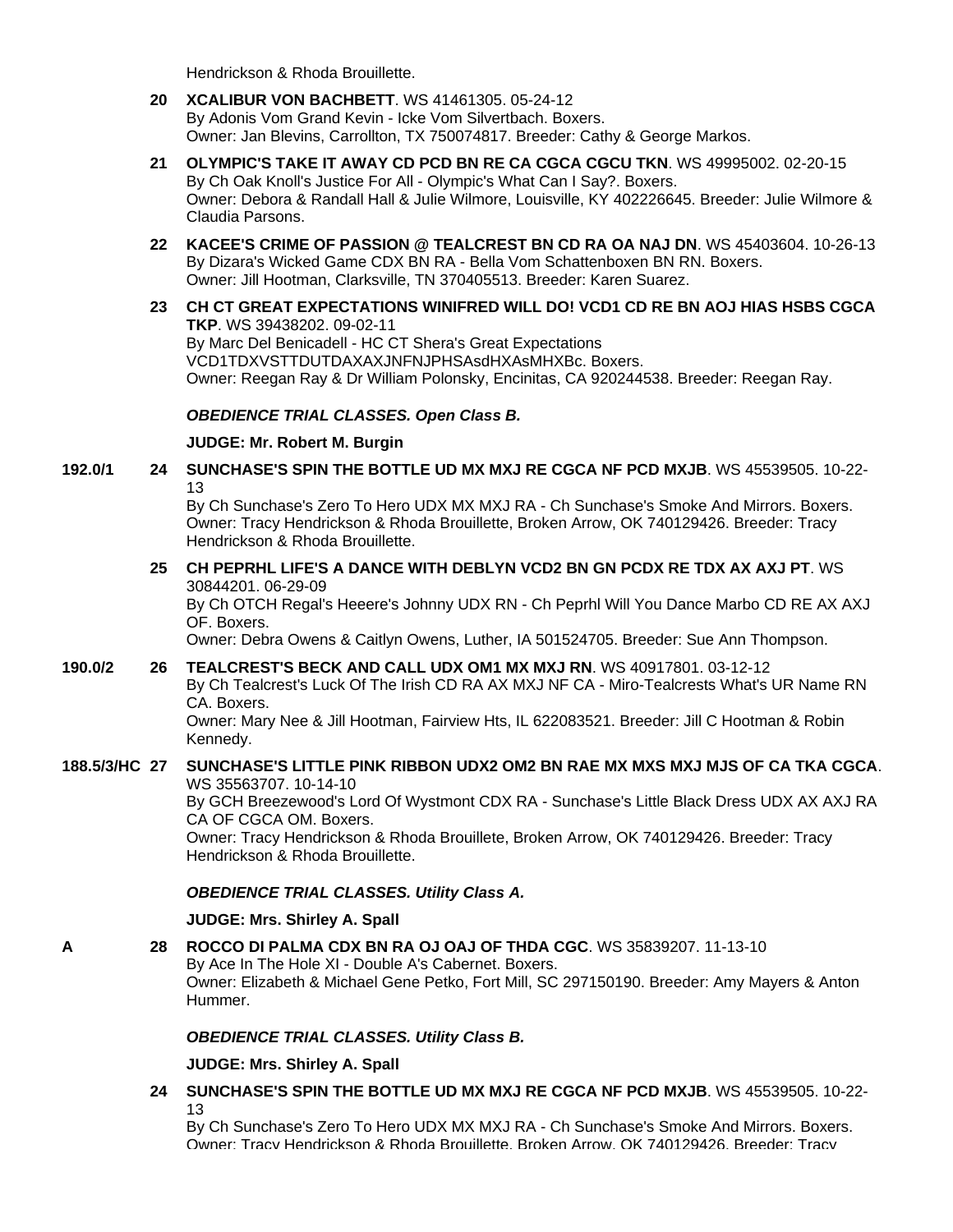Hendrickson & Rhoda Brouillette.

**20** **XCALIBUR VON BACHBETT**. WS 41461305. 05-24-12
By Adonis Vom Grand Kevin - Icke Vom Silvertbach. Boxers.
Owner: Jan Blevins, Carrollton, TX 750074817. Breeder: Cathy & George Markos.

**21** **OLYMPIC'S TAKE IT AWAY CD PCD BN RE CA CGCA CGCU TKN**. WS 49995002. 02-20-15
By Ch Oak Knoll's Justice For All - Olympic's What Can I Say?. Boxers.
Owner: Debora & Randall Hall & Julie Wilmore, Louisville, KY 402226645. Breeder: Julie Wilmore & Claudia Parsons.

**22** **KACEE'S CRIME OF PASSION @ TEALCREST BN CD RA OA NAJ DN**. WS 45403604. 10-26-13
By Dizara's Wicked Game CDX BN RA - Bella Vom Schattenboxen BN RN. Boxers.
Owner: Jill Hootman, Clarksville, TN 370405513. Breeder: Karen Suarez.

**23** **CH CT GREAT EXPECTATIONS WINIFRED WILL DO! VCD1 CD RE BN AOJ HIAS HSBS CGCA TKP**. WS 39438202. 09-02-11
By Marc Del Benicadell - HC CT Shera's Great Expectations VCD1TDXVSTTDUTDAXAXJNFNJPHSAsdHXAsMHXBc. Boxers.
Owner: Reegan Ray & Dr William Polonsky, Encinitas, CA 920244538. Breeder: Reegan Ray.

***OBEDIENCE TRIAL CLASSES. Open Class B.***

**JUDGE: Mr. Robert M. Burgin**

192.0/1 **24** **SUNCHASE'S SPIN THE BOTTLE UD MX MXJ RE CGCA NF PCD MXJB**. WS 45539505. 10-22-13
By Ch Sunchase's Zero To Hero UDX MX MXJ RA - Ch Sunchase's Smoke And Mirrors. Boxers.
Owner: Tracy Hendrickson & Rhoda Brouillette, Broken Arrow, OK 740129426. Breeder: Tracy Hendrickson & Rhoda Brouillette.

**25** **CH PEPRHL LIFE'S A DANCE WITH DEBLYN VCD2 BN GN PCDX RE TDX AX AXJ PT**. WS 30844201. 06-29-09
By Ch OTCH Regal's Heeere's Johnny UDX RN - Ch Peprhl Will You Dance Marbo CD RE AX AXJ OF. Boxers.
Owner: Debra Owens & Caitlyn Owens, Luther, IA 501524705. Breeder: Sue Ann Thompson.

190.0/2 **26** **TEALCREST'S BECK AND CALL UDX OM1 MX MXJ RN**. WS 40917801. 03-12-12
By Ch Tealcrest's Luck Of The Irish CD RA AX MXJ NF CA - Miro-Tealcrests What's UR Name RN CA. Boxers.
Owner: Mary Nee & Jill Hootman, Fairview Hts, IL 622083521. Breeder: Jill C Hootman & Robin Kennedy.

188.5/3/HC **27** **SUNCHASE'S LITTLE PINK RIBBON UDX2 OM2 BN RAE MX MXS MXJ MJS OF CA TKA CGCA**. WS 35563707. 10-14-10
By GCH Breezewood's Lord Of Wystmont CDX RA - Sunchase's Little Black Dress UDX AX AXJ RA CA OF CGCA OM. Boxers.
Owner: Tracy Hendrickson & Rhoda Brouillete, Broken Arrow, OK 740129426. Breeder: Tracy Hendrickson & Rhoda Brouillette.

***OBEDIENCE TRIAL CLASSES. Utility Class A.***

**JUDGE: Mrs. Shirley A. Spall**

A **28** **ROCCO DI PALMA CDX BN RA OJ OAJ OF THDA CGC**. WS 35839207. 11-13-10
By Ace In The Hole XI - Double A's Cabernet. Boxers.
Owner: Elizabeth & Michael Gene Petko, Fort Mill, SC 297150190. Breeder: Amy Mayers & Anton Hummer.

***OBEDIENCE TRIAL CLASSES. Utility Class B.***

**JUDGE: Mrs. Shirley A. Spall**

**24** **SUNCHASE'S SPIN THE BOTTLE UD MX MXJ RE CGCA NF PCD MXJB**. WS 45539505. 10-22-13
By Ch Sunchase's Zero To Hero UDX MX MXJ RA - Ch Sunchase's Smoke And Mirrors. Boxers.
Owner: Tracy Hendrickson & Rhoda Brouillette, Broken Arrow, OK 740129426. Breeder: Tracy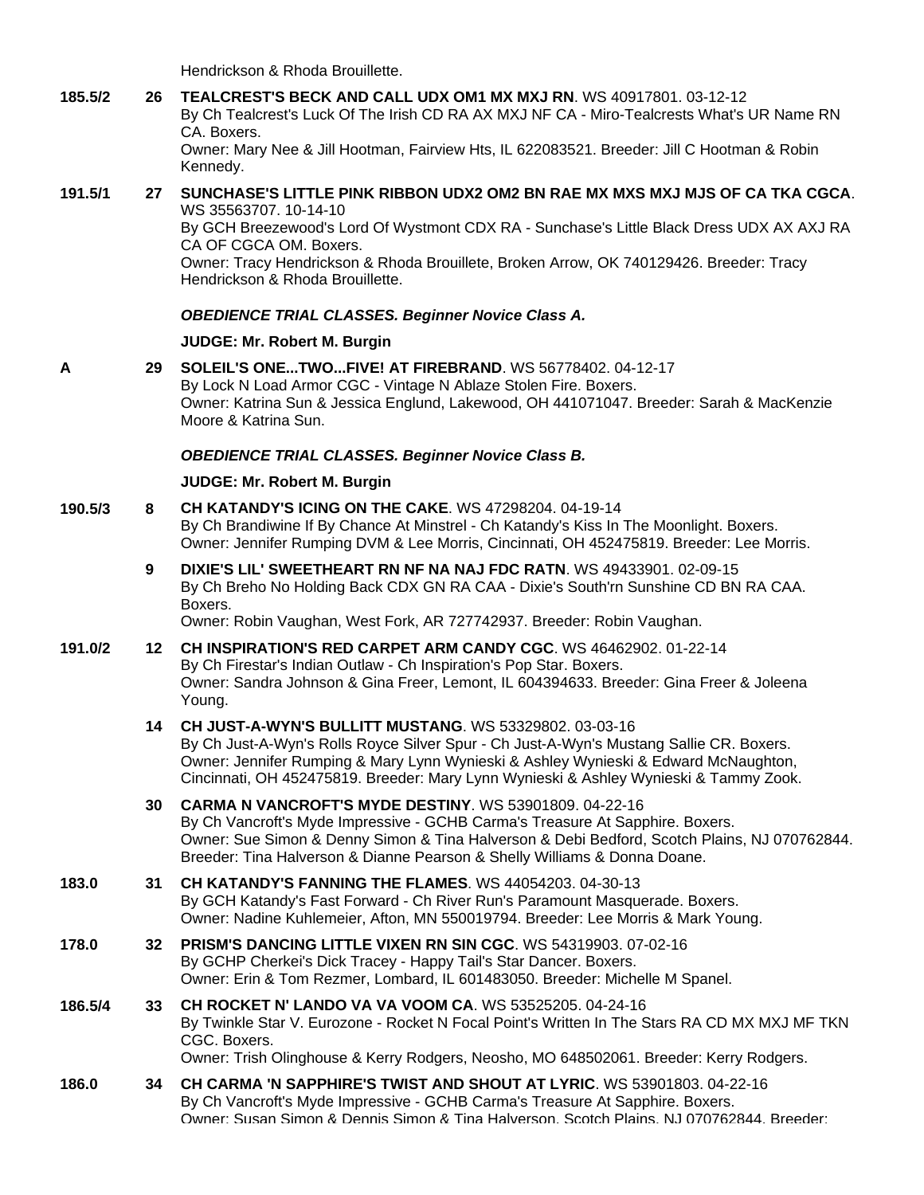Hendrickson & Rhoda Brouillette.

**185.5/2** **26** **TEALCREST'S BECK AND CALL UDX OM1 MX MXJ RN**. WS 40917801. 03-12-12
By Ch Tealcrest's Luck Of The Irish CD RA AX MXJ NF CA - Miro-Tealcrests What's UR Name RN CA. Boxers.
Owner: Mary Nee & Jill Hootman, Fairview Hts, IL 622083521. Breeder: Jill C Hootman & Robin Kennedy.

**191.5/1** **27** **SUNCHASE'S LITTLE PINK RIBBON UDX2 OM2 BN RAE MX MXS MXJ MJS OF CA TKA CGCA**. WS 35563707. 10-14-10
By GCH Breezewood's Lord Of Wystmont CDX RA - Sunchase's Little Black Dress UDX AX AXJ RA CA OF CGCA OM. Boxers.
Owner: Tracy Hendrickson & Rhoda Brouillete, Broken Arrow, OK 740129426. Breeder: Tracy Hendrickson & Rhoda Brouillette.

***OBEDIENCE TRIAL CLASSES. Beginner Novice Class A.***

**JUDGE: Mr. Robert M. Burgin**

**A** **29** **SOLEIL'S ONE...TWO...FIVE! AT FIREBRAND**. WS 56778402. 04-12-17
By Lock N Load Armor CGC - Vintage N Ablaze Stolen Fire. Boxers.
Owner: Katrina Sun & Jessica Englund, Lakewood, OH 441071047. Breeder: Sarah & MacKenzie Moore & Katrina Sun.

***OBEDIENCE TRIAL CLASSES. Beginner Novice Class B.***

**JUDGE: Mr. Robert M. Burgin**

**190.5/3** **8** **CH KATANDY'S ICING ON THE CAKE**. WS 47298204. 04-19-14
By Ch Brandiwine If By Chance At Minstrel - Ch Katandy's Kiss In The Moonlight. Boxers.
Owner: Jennifer Rumping DVM & Lee Morris, Cincinnati, OH 452475819. Breeder: Lee Morris.

**9** **DIXIE'S LIL' SWEETHEART RN NF NA NAJ FDC RATN**. WS 49433901. 02-09-15
By Ch Breho No Holding Back CDX GN RA CAA - Dixie's South'rn Sunshine CD BN RA CAA. Boxers.
Owner: Robin Vaughan, West Fork, AR 727742937. Breeder: Robin Vaughan.

**191.0/2** **12** **CH INSPIRATION'S RED CARPET ARM CANDY CGC**. WS 46462902. 01-22-14
By Ch Firestar's Indian Outlaw - Ch Inspiration's Pop Star. Boxers.
Owner: Sandra Johnson & Gina Freer, Lemont, IL 604394633. Breeder: Gina Freer & Joleena Young.

**14** **CH JUST-A-WYN'S BULLITT MUSTANG**. WS 53329802. 03-03-16
By Ch Just-A-Wyn's Rolls Royce Silver Spur - Ch Just-A-Wyn's Mustang Sallie CR. Boxers.
Owner: Jennifer Rumping & Mary Lynn Wynieski & Ashley Wynieski & Edward McNaughton, Cincinnati, OH 452475819. Breeder: Mary Lynn Wynieski & Ashley Wynieski & Tammy Zook.

**30** **CARMA N VANCROFT'S MYDE DESTINY**. WS 53901809. 04-22-16
By Ch Vancroft's Myde Impressive - GCHB Carma's Treasure At Sapphire. Boxers.
Owner: Sue Simon & Denny Simon & Tina Halverson & Debi Bedford, Scotch Plains, NJ 070762844. Breeder: Tina Halverson & Dianne Pearson & Shelly Williams & Donna Doane.

**183.0** **31** **CH KATANDY'S FANNING THE FLAMES**. WS 44054203. 04-30-13
By GCH Katandy's Fast Forward - Ch River Run's Paramount Masquerade. Boxers.
Owner: Nadine Kuhlemeier, Afton, MN 550019794. Breeder: Lee Morris & Mark Young.

**178.0** **32** **PRISM'S DANCING LITTLE VIXEN RN SIN CGC**. WS 54319903. 07-02-16
By GCHP Cherkei's Dick Tracey - Happy Tail's Star Dancer. Boxers.
Owner: Erin & Tom Rezmer, Lombard, IL 601483050. Breeder: Michelle M Spanel.

**186.5/4** **33** **CH ROCKET N' LANDO VA VA VOOM CA**. WS 53525205. 04-24-16
By Twinkle Star V. Eurozone - Rocket N Focal Point's Written In The Stars RA CD MX MXJ MF TKN CGC. Boxers.
Owner: Trish Olinghouse & Kerry Rodgers, Neosho, MO 648502061. Breeder: Kerry Rodgers.

**186.0** **34** **CH CARMA 'N SAPPHIRE'S TWIST AND SHOUT AT LYRIC**. WS 53901803. 04-22-16
By Ch Vancroft's Myde Impressive - GCHB Carma's Treasure At Sapphire. Boxers.
Owner: Susan Simon & Dennis Simon & Tina Halverson, Scotch Plains, NJ 070762844. Breeder: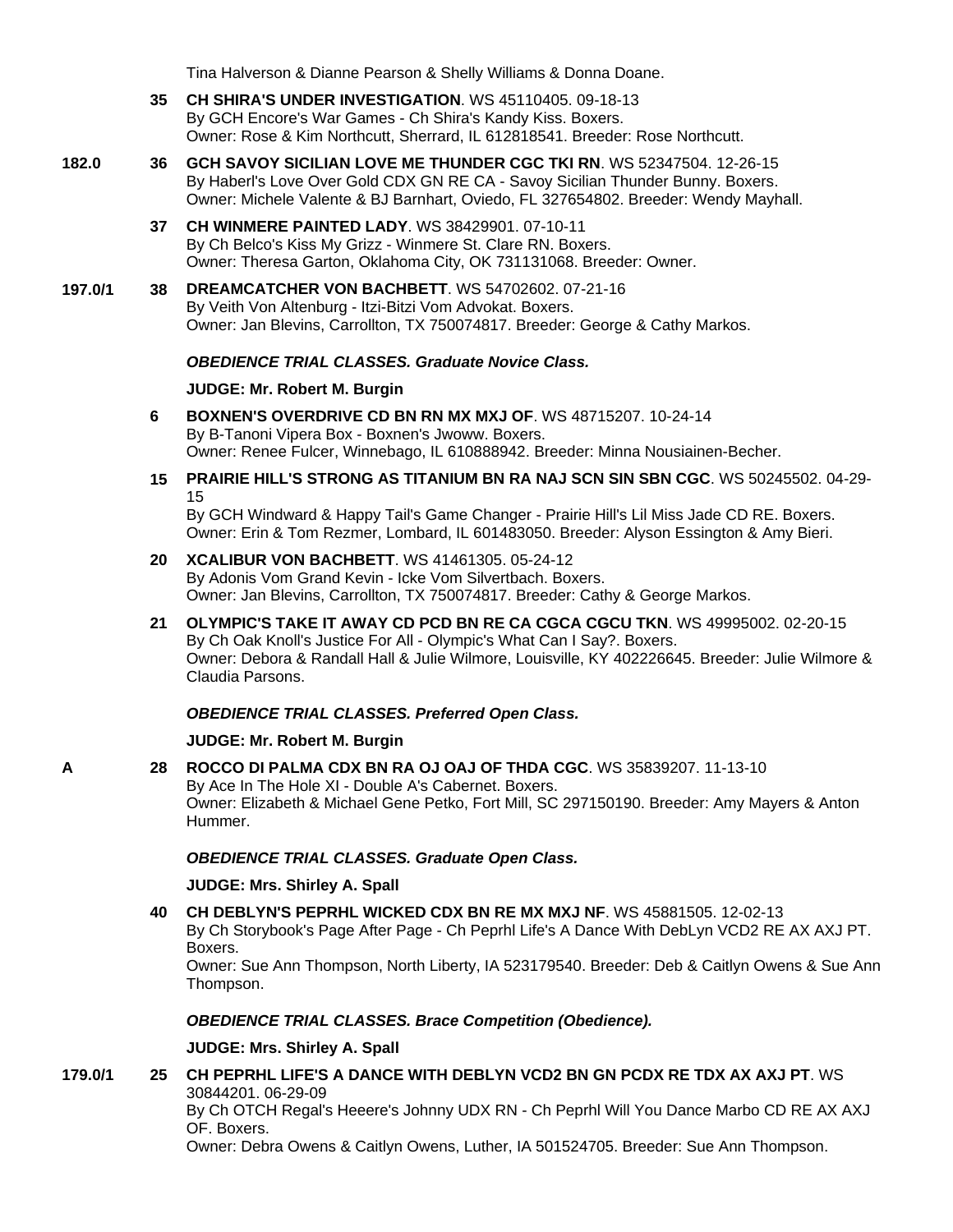Tina Halverson & Dianne Pearson & Shelly Williams & Donna Doane.

**35** **CH SHIRA'S UNDER INVESTIGATION**. WS 45110405. 09-18-13
By GCH Encore's War Games - Ch Shira's Kandy Kiss. Boxers.
Owner: Rose & Kim Northcutt, Sherrard, IL 612818541. Breeder: Rose Northcutt.

**182.0** **36** **GCH SAVOY SICILIAN LOVE ME THUNDER CGC TKI RN**. WS 52347504. 12-26-15
By Haberl's Love Over Gold CDX GN RE CA - Savoy Sicilian Thunder Bunny. Boxers.
Owner: Michele Valente & BJ Barnhart, Oviedo, FL 327654802. Breeder: Wendy Mayhall.

**37** **CH WINMERE PAINTED LADY**. WS 38429901. 07-10-11
By Ch Belco's Kiss My Grizz - Winmere St. Clare RN. Boxers.
Owner: Theresa Garton, Oklahoma City, OK 731131068. Breeder: Owner.

**197.0/1** **38** **DREAMCATCHER VON BACHBETT**. WS 54702602. 07-21-16
By Veith Von Altenburg - Itzi-Bitzi Vom Advokat. Boxers.
Owner: Jan Blevins, Carrollton, TX 750074817. Breeder: George & Cathy Markos.

***OBEDIENCE TRIAL CLASSES. Graduate Novice Class.***

**JUDGE: Mr. Robert M. Burgin**

**6** **BOXNEN'S OVERDRIVE CD BN RN MX MXJ OF**. WS 48715207. 10-24-14
By B-Tanoni Vipera Box - Boxnen's Jwoww. Boxers.
Owner: Renee Fulcer, Winnebago, IL 610888942. Breeder: Minna Nousiainen-Becher.

**15** **PRAIRIE HILL'S STRONG AS TITANIUM BN RA NAJ SCN SIN SBN CGC**. WS 50245502. 04-29-15
By GCH Windward & Happy Tail's Game Changer - Prairie Hill's Lil Miss Jade CD RE. Boxers.
Owner: Erin & Tom Rezmer, Lombard, IL 601483050. Breeder: Alyson Essington & Amy Bieri.

**20** **XCALIBUR VON BACHBETT**. WS 41461305. 05-24-12
By Adonis Vom Grand Kevin - Icke Vom Silvertbach. Boxers.
Owner: Jan Blevins, Carrollton, TX 750074817. Breeder: Cathy & George Markos.

**21** **OLYMPIC'S TAKE IT AWAY CD PCD BN RE CA CGCA CGCU TKN**. WS 49995002. 02-20-15
By Ch Oak Knoll's Justice For All - Olympic's What Can I Say?. Boxers.
Owner: Debora & Randall Hall & Julie Wilmore, Louisville, KY 402226645. Breeder: Julie Wilmore & Claudia Parsons.

***OBEDIENCE TRIAL CLASSES. Preferred Open Class.***

**JUDGE: Mr. Robert M. Burgin**

**A** **28** **ROCCO DI PALMA CDX BN RA OJ OAJ OF THDA CGC**. WS 35839207. 11-13-10
By Ace In The Hole XI - Double A's Cabernet. Boxers.
Owner: Elizabeth & Michael Gene Petko, Fort Mill, SC 297150190. Breeder: Amy Mayers & Anton Hummer.

***OBEDIENCE TRIAL CLASSES. Graduate Open Class.***

**JUDGE: Mrs. Shirley A. Spall**

**40** **CH DEBLYN'S PEPRHL WICKED CDX BN RE MX MXJ NF**. WS 45881505. 12-02-13
By Ch Storybook's Page After Page - Ch Peprhl Life's A Dance With DebLyn VCD2 RE AX AXJ PT. Boxers.
Owner: Sue Ann Thompson, North Liberty, IA 523179540. Breeder: Deb & Caitlyn Owens & Sue Ann Thompson.

***OBEDIENCE TRIAL CLASSES. Brace Competition (Obedience).***

**JUDGE: Mrs. Shirley A. Spall**

**179.0/1** **25** **CH PEPRHL LIFE'S A DANCE WITH DEBLYN VCD2 BN GN PCDX RE TDX AX AXJ PT**. WS 30844201. 06-29-09
By Ch OTCH Regal's Heeere's Johnny UDX RN - Ch Peprhl Will You Dance Marbo CD RE AX AXJ OF. Boxers.
Owner: Debra Owens & Caitlyn Owens, Luther, IA 501524705. Breeder: Sue Ann Thompson.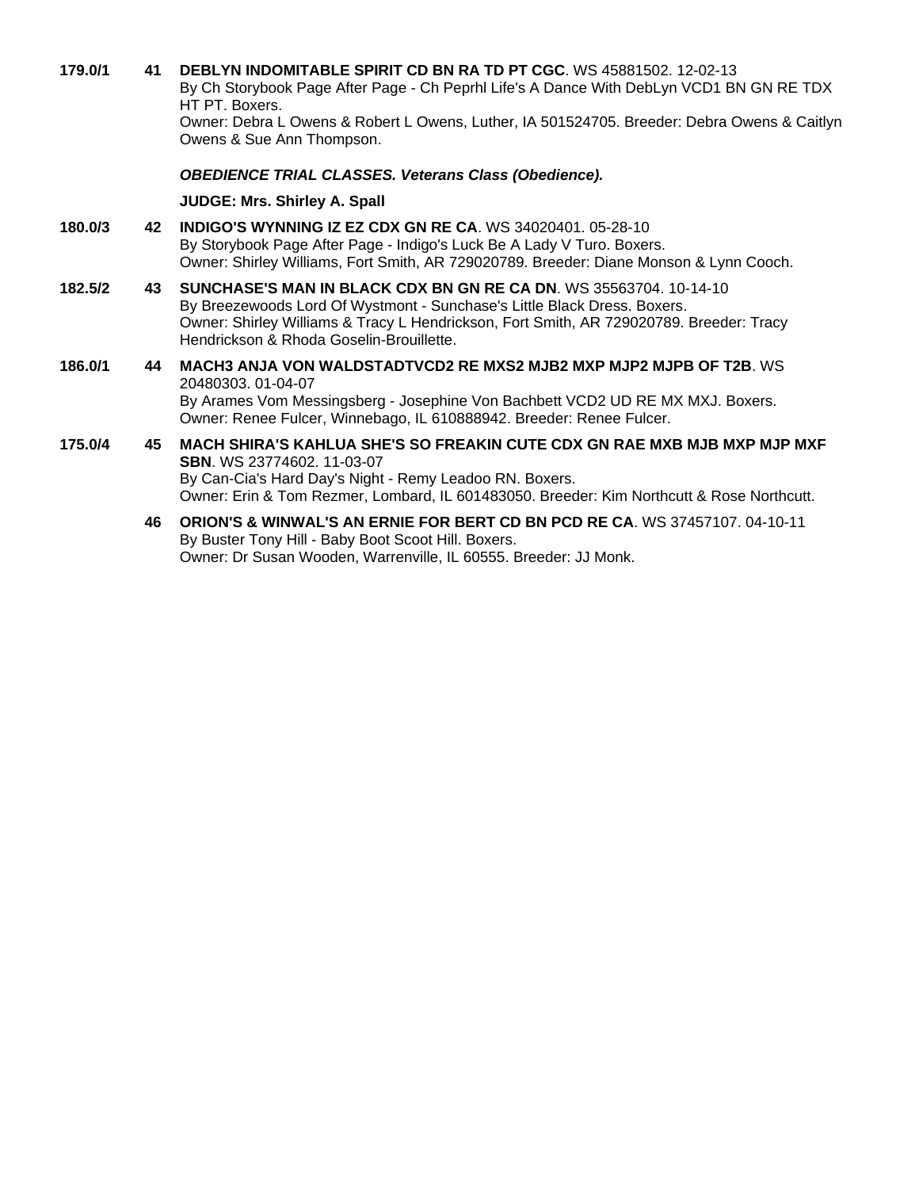**179.0/1** **41** **DEBLYN INDOMITABLE SPIRIT CD BN RA TD PT CGC**. WS 45881502. 12-02-13
By Ch Storybook Page After Page - Ch Peprhl Life's A Dance With DebLyn VCD1 BN GN RE TDX HT PT. Boxers.
Owner: Debra L Owens & Robert L Owens, Luther, IA 501524705. Breeder: Debra Owens & Caitlyn Owens & Sue Ann Thompson.

***OBEDIENCE TRIAL CLASSES. Veterans Class (Obedience).***

**JUDGE: Mrs. Shirley A. Spall**

**180.0/3** **42** **INDIGO'S WYNNING IZ EZ CDX GN RE CA**. WS 34020401. 05-28-10
By Storybook Page After Page - Indigo's Luck Be A Lady V Turo. Boxers.
Owner: Shirley Williams, Fort Smith, AR 729020789. Breeder: Diane Monson & Lynn Cooch.

**182.5/2** **43** **SUNCHASE'S MAN IN BLACK CDX BN GN RE CA DN**. WS 35563704. 10-14-10
By Breezewoods Lord Of Wystmont - Sunchase's Little Black Dress. Boxers.
Owner: Shirley Williams & Tracy L Hendrickson, Fort Smith, AR 729020789. Breeder: Tracy Hendrickson & Rhoda Goselin-Brouillette.

**186.0/1** **44** **MACH3 ANJA VON WALDSTADTVCD2 RE MXS2 MJB2 MXP MJP2 MJPB OF T2B**. WS 20480303. 01-04-07
By Arames Vom Messingsberg - Josephine Von Bachbett VCD2 UD RE MX MXJ. Boxers.
Owner: Renee Fulcer, Winnebago, IL 610888942. Breeder: Renee Fulcer.

**175.0/4** **45** **MACH SHIRA'S KAHLUA SHE'S SO FREAKIN CUTE CDX GN RAE MXB MJB MXP MJP MXF SBN**. WS 23774602. 11-03-07
By Can-Cia's Hard Day's Night - Remy Leadoo RN. Boxers.
Owner: Erin & Tom Rezmer, Lombard, IL 601483050. Breeder: Kim Northcutt & Rose Northcutt.

**46** **ORION'S & WINWAL'S AN ERNIE FOR BERT CD BN PCD RE CA**. WS 37457107. 04-10-11
By Buster Tony Hill - Baby Boot Scoot Hill. Boxers.
Owner: Dr Susan Wooden, Warrenville, IL 60555. Breeder: JJ Monk.